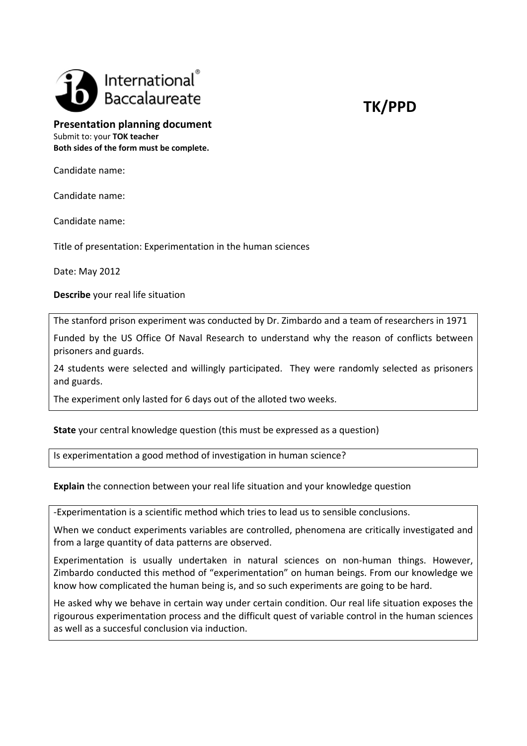International Baccalaureate

**TK/PPD**

**Presentation planning document**

Submit to: your **TOK teacher**

**Both sides of the form must be complete.**

Candidate name:

Candidate name:

Candidate name:

Title of presentation: Experimentation in the human sciences

Date: May 2012

**Describe** your real life situation

The stanford prison experiment was conducted by Dr. Zimbardo and a team of researchers in 1971

Funded by the US Office Of Naval Research to understand why the reason of conflicts between prisoners and guards.

24 students were selected and willingly participated. They were randomly selected as prisoners and guards.

The experiment only lasted for 6 days out of the alloted two weeks.

**State** your central knowledge question (this must be expressed as a question)

Is experimentation a good method of investigation in human science?

**Explain** the connection between your real life situation and your knowledge question

-Experimentation is a scientific method which tries to lead us to sensible conclusions.

When we conduct experiments variables are controlled, phenomena are critically investigated and from a large quantity of data patterns are observed.

Experimentation is usually undertaken in natural sciences on non-human things. However, Zimbardo conducted this method of "experimentation" on human beings. From our knowledge we know how complicated the human being is, and so such experiments are going to be hard.

He asked why we behave in certain way under certain condition. Our real life situation exposes the rigourous experimentation process and the difficult quest of variable control in the human sciences as well as a succesful conclusion via induction.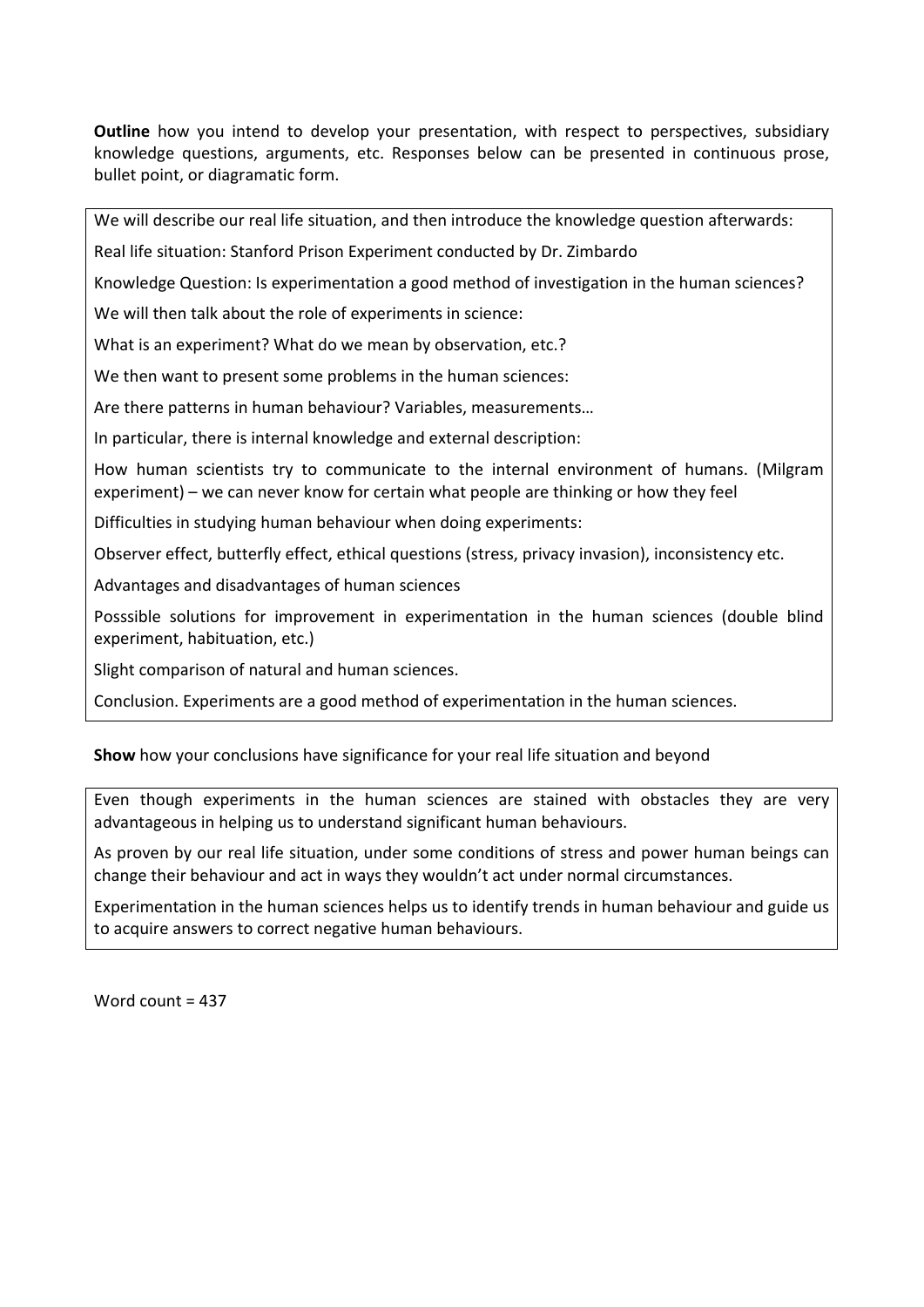**Outline** how you intend to develop your presentation, with respect to perspectives, subsidiary knowledge questions, arguments, etc. Responses below can be presented in continuous prose, bullet point, or diagramatic form.

We will describe our real life situation, and then introduce the knowledge question afterwards:

Real life situation: Stanford Prison Experiment conducted by Dr. Zimbardo

Knowledge Question: Is experimentation a good method of investigation in the human sciences?

We will then talk about the role of experiments in science:

What is an experiment? What do we mean by observation, etc.?

We then want to present some problems in the human sciences:

Are there patterns in human behaviour? Variables, measurements…

In particular, there is internal knowledge and external description:

How human scientists try to communicate to the internal environment of humans. (Milgram experiment) – we can never know for certain what people are thinking or how they feel

Difficulties in studying human behaviour when doing experiments:

Observer effect, butterfly effect, ethical questions (stress, privacy invasion), inconsistency etc.

Advantages and disadvantages of human sciences

Posssible solutions for improvement in experimentation in the human sciences (double blind experiment, habituation, etc.)

Slight comparison of natural and human sciences.

Conclusion. Experiments are a good method of experimentation in the human sciences.

**Show** how your conclusions have significance for your real life situation and beyond

Even though experiments in the human sciences are stained with obstacles they are very advantageous in helping us to understand significant human behaviours.

As proven by our real life situation, under some conditions of stress and power human beings can change their behaviour and act in ways they wouldn't act under normal circumstances.

Experimentation in the human sciences helps us to identify trends in human behaviour and guide us to acquire answers to correct negative human behaviours.

Word count = 437